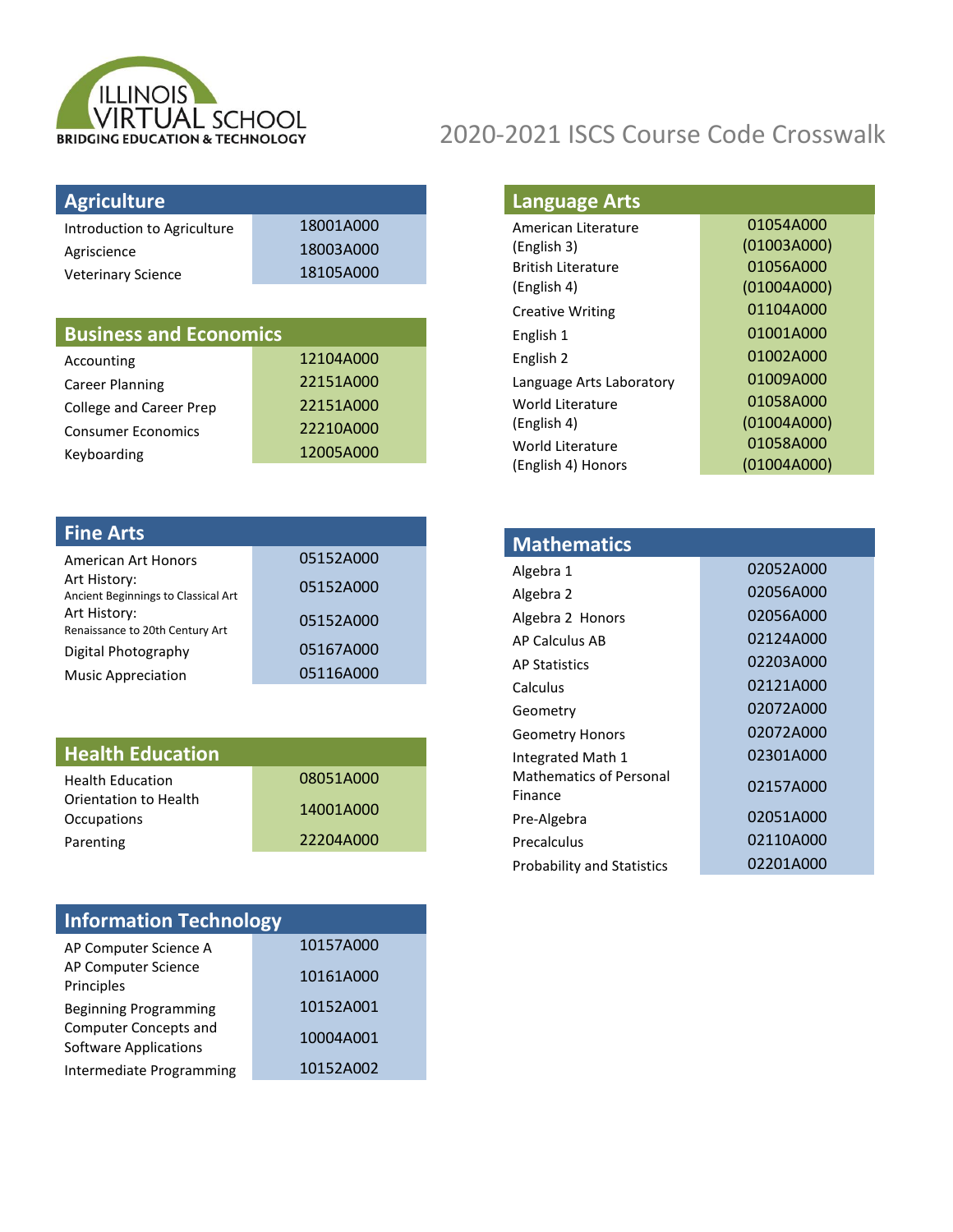ILLINOIS VIRTUAL SCHOOL
BRIDGING EDUCATION & TECHNOLOGY

# 2020-2021 ISCS Course Code Crosswalk

## Agriculture

| Course | Code |
|---|---|
| Introduction to Agriculture | 18001A000 |
| Agriscience | 18003A000 |
| Veterinary Science | 18105A000 |

## Business and Economics

| Course | Code |
|---|---|
| Accounting | 12104A000 |
| Career Planning | 22151A000 |
| College and Career Prep | 22151A000 |
| Consumer Economics | 22210A000 |
| Keyboarding | 12005A000 |

## Fine Arts

| Course | Code |
|---|---|
| American Art Honors | 05152A000 |
| Art History: Ancient Beginnings to Classical Art | 05152A000 |
| Art History: Renaissance to 20th Century Art | 05152A000 |
| Digital Photography | 05167A000 |
| Music Appreciation | 05116A000 |

## Health Education

| Course | Code |
|---|---|
| Health Education | 08051A000 |
| Orientation to Health Occupations | 14001A000 |
| Parenting | 22204A000 |

## Information Technology

| Course | Code |
|---|---|
| AP Computer Science A | 10157A000 |
| AP Computer Science Principles | 10161A000 |
| Beginning Programming | 10152A001 |
| Computer Concepts and Software Applications | 10004A001 |
| Intermediate Programming | 10152A002 |

## Language Arts

| Course | Code |
|---|---|
| American Literature (English 3) | 01054A000 (01003A000) |
| British Literature (English 4) | 01056A000 (01004A000) |
| Creative Writing | 01104A000 |
| English 1 | 01001A000 |
| English 2 | 01002A000 |
| Language Arts Laboratory | 01009A000 |
| World Literature (English 4) | 01058A000 (01004A000) |
| World Literature (English 4) Honors | 01058A000 (01004A000) |

## Mathematics

| Course | Code |
|---|---|
| Algebra 1 | 02052A000 |
| Algebra 2 | 02056A000 |
| Algebra 2 Honors | 02056A000 |
| AP Calculus AB | 02124A000 |
| AP Statistics | 02203A000 |
| Calculus | 02121A000 |
| Geometry | 02072A000 |
| Geometry Honors | 02072A000 |
| Integrated Math 1 | 02301A000 |
| Mathematics of Personal Finance | 02157A000 |
| Pre-Algebra | 02051A000 |
| Precalculus | 02110A000 |
| Probability and Statistics | 02201A000 |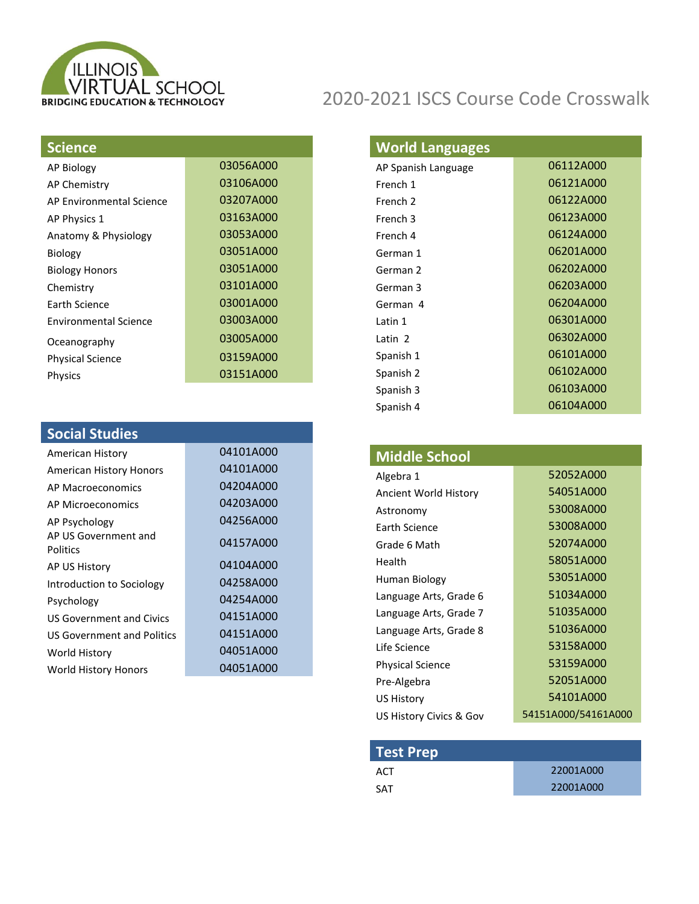ILLINOIS VIRTUAL SCHOOL
BRIDGING EDUCATION & TECHNOLOGY

# 2020-2021 ISCS Course Code Crosswalk

## Science

| | |
|---|---|
| AP Biology | 03056A000 |
| AP Chemistry | 03106A000 |
| AP Environmental Science | 03207A000 |
| AP Physics 1 | 03163A000 |
| Anatomy & Physiology | 03053A000 |
| Biology | 03051A000 |
| Biology Honors | 03051A000 |
| Chemistry | 03101A000 |
| Earth Science | 03001A000 |
| Environmental Science | 03003A000 |
| Oceanography | 03005A000 |
| Physical Science | 03159A000 |
| Physics | 03151A000 |

## Social Studies

| | |
|---|---|
| American History | 04101A000 |
| American History Honors | 04101A000 |
| AP Macroeconomics | 04204A000 |
| AP Microeconomics | 04203A000 |
| AP Psychology | 04256A000 |
| AP US Government and Politics | 04157A000 |
| AP US History | 04104A000 |
| Introduction to Sociology | 04258A000 |
| Psychology | 04254A000 |
| US Government and Civics | 04151A000 |
| US Government and Politics | 04151A000 |
| World History | 04051A000 |
| World History Honors | 04051A000 |

## World Languages

| | |
|---|---|
| AP Spanish Language | 06112A000 |
| French 1 | 06121A000 |
| French 2 | 06122A000 |
| French 3 | 06123A000 |
| French 4 | 06124A000 |
| German 1 | 06201A000 |
| German 2 | 06202A000 |
| German 3 | 06203A000 |
| German 4 | 06204A000 |
| Latin 1 | 06301A000 |
| Latin 2 | 06302A000 |
| Spanish 1 | 06101A000 |
| Spanish 2 | 06102A000 |
| Spanish 3 | 06103A000 |
| Spanish 4 | 06104A000 |

## Middle School

| | |
|---|---|
| Algebra 1 | 52052A000 |
| Ancient World History | 54051A000 |
| Astronomy | 53008A000 |
| Earth Science | 53008A000 |
| Grade 6 Math | 52074A000 |
| Health | 58051A000 |
| Human Biology | 53051A000 |
| Language Arts, Grade 6 | 51034A000 |
| Language Arts, Grade 7 | 51035A000 |
| Language Arts, Grade 8 | 51036A000 |
| Life Science | 53158A000 |
| Physical Science | 53159A000 |
| Pre-Algebra | 52051A000 |
| US History | 54101A000 |
| US History Civics & Gov | 54151A000/54161A000 |

## Test Prep

| | |
|---|---|
| ACT | 22001A000 |
| SAT | 22001A000 |